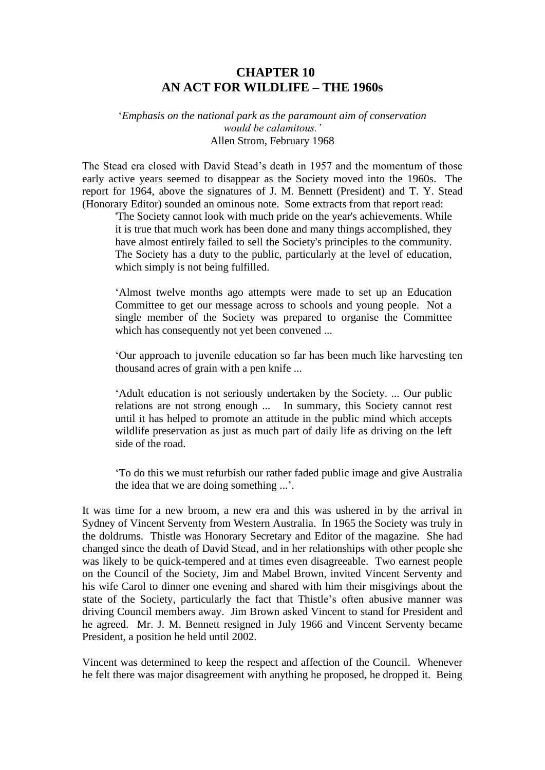# CHAPTER 10
# AN ACT FOR WILDLIFE – THE 1960s

'*Emphasis on the national park as the paramount aim of conservation would be calamitous.'*
Allen Strom, February 1968

The Stead era closed with David Stead's death in 1957 and the momentum of those early active years seemed to disappear as the Society moved into the 1960s. The report for 1964, above the signatures of J. M. Bennett (President) and T. Y. Stead (Honorary Editor) sounded an ominous note. Some extracts from that report read:

> 'The Society cannot look with much pride on the year's achievements. While it is true that much work has been done and many things accomplished, they have almost entirely failed to sell the Society's principles to the community. The Society has a duty to the public, particularly at the level of education, which simply is not being fulfilled.
>
> 'Almost twelve months ago attempts were made to set up an Education Committee to get our message across to schools and young people. Not a single member of the Society was prepared to organise the Committee which has consequently not yet been convened ...
>
> 'Our approach to juvenile education so far has been much like harvesting ten thousand acres of grain with a pen knife ...
>
> 'Adult education is not seriously undertaken by the Society. ... Our public relations are not strong enough ... In summary, this Society cannot rest until it has helped to promote an attitude in the public mind which accepts wildlife preservation as just as much part of daily life as driving on the left side of the road.
>
> 'To do this we must refurbish our rather faded public image and give Australia the idea that we are doing something ...'.

It was time for a new broom, a new era and this was ushered in by the arrival in Sydney of Vincent Serventy from Western Australia. In 1965 the Society was truly in the doldrums. Thistle was Honorary Secretary and Editor of the magazine. She had changed since the death of David Stead, and in her relationships with other people she was likely to be quick-tempered and at times even disagreeable. Two earnest people on the Council of the Society, Jim and Mabel Brown, invited Vincent Serventy and his wife Carol to dinner one evening and shared with him their misgivings about the state of the Society, particularly the fact that Thistle's often abusive manner was driving Council members away. Jim Brown asked Vincent to stand for President and he agreed. Mr. J. M. Bennett resigned in July 1966 and Vincent Serventy became President, a position he held until 2002.

Vincent was determined to keep the respect and affection of the Council. Whenever he felt there was major disagreement with anything he proposed, he dropped it. Being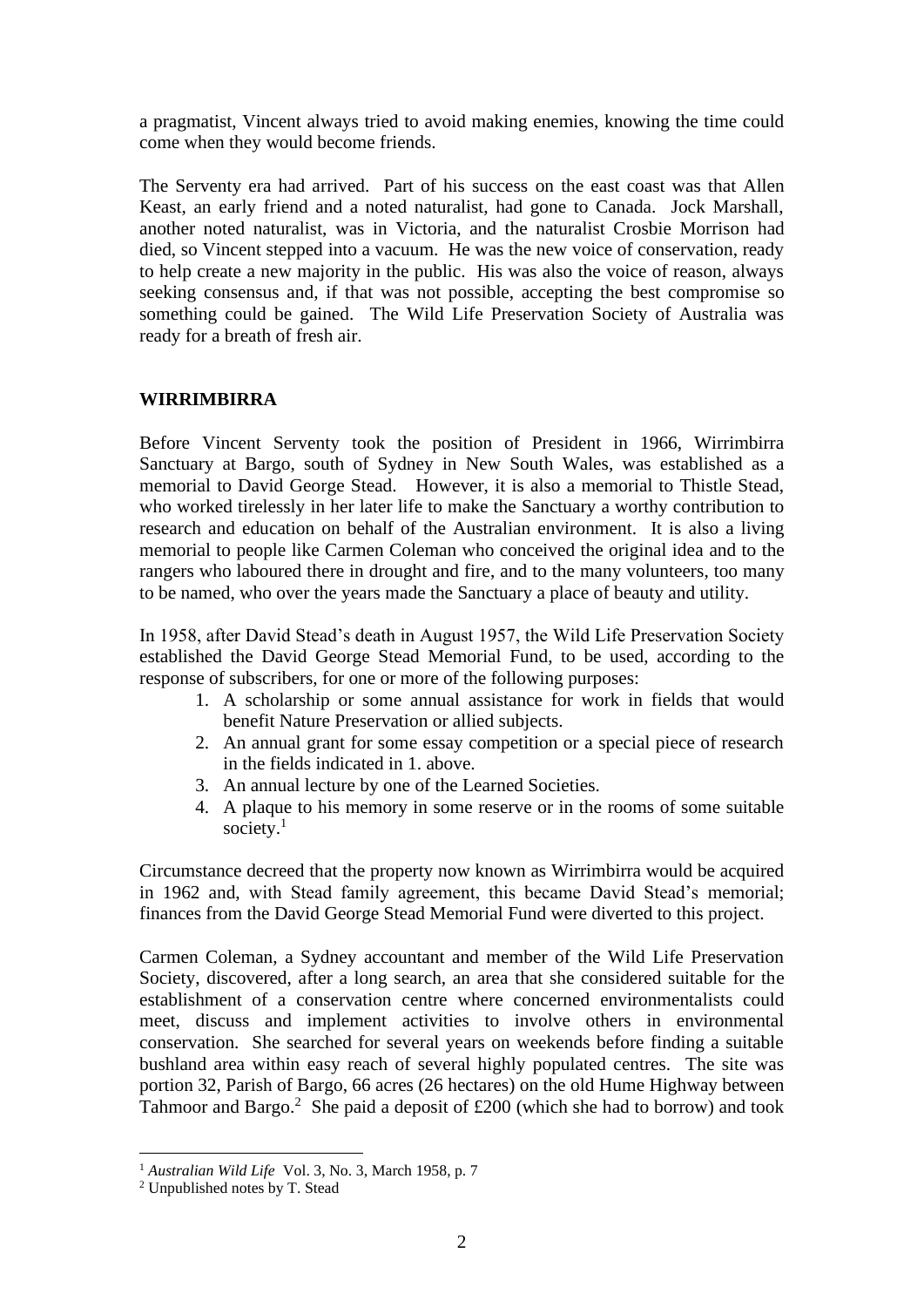a pragmatist, Vincent always tried to avoid making enemies, knowing the time could come when they would become friends.

The Serventy era had arrived. Part of his success on the east coast was that Allen Keast, an early friend and a noted naturalist, had gone to Canada. Jock Marshall, another noted naturalist, was in Victoria, and the naturalist Crosbie Morrison had died, so Vincent stepped into a vacuum. He was the new voice of conservation, ready to help create a new majority in the public. His was also the voice of reason, always seeking consensus and, if that was not possible, accepting the best compromise so something could be gained. The Wild Life Preservation Society of Australia was ready for a breath of fresh air.

## WIRRIMBIRRA

Before Vincent Serventy took the position of President in 1966, Wirrimbirra Sanctuary at Bargo, south of Sydney in New South Wales, was established as a memorial to David George Stead. However, it is also a memorial to Thistle Stead, who worked tirelessly in her later life to make the Sanctuary a worthy contribution to research and education on behalf of the Australian environment. It is also a living memorial to people like Carmen Coleman who conceived the original idea and to the rangers who laboured there in drought and fire, and to the many volunteers, too many to be named, who over the years made the Sanctuary a place of beauty and utility.

In 1958, after David Stead's death in August 1957, the Wild Life Preservation Society established the David George Stead Memorial Fund, to be used, according to the response of subscribers, for one or more of the following purposes:

1. A scholarship or some annual assistance for work in fields that would benefit Nature Preservation or allied subjects.
2. An annual grant for some essay competition or a special piece of research in the fields indicated in 1. above.
3. An annual lecture by one of the Learned Societies.
4. A plaque to his memory in some reserve or in the rooms of some suitable society.[1]

Circumstance decreed that the property now known as Wirrimbirra would be acquired in 1962 and, with Stead family agreement, this became David Stead's memorial; finances from the David George Stead Memorial Fund were diverted to this project.

Carmen Coleman, a Sydney accountant and member of the Wild Life Preservation Society, discovered, after a long search, an area that she considered suitable for the establishment of a conservation centre where concerned environmentalists could meet, discuss and implement activities to involve others in environmental conservation. She searched for several years on weekends before finding a suitable bushland area within easy reach of several highly populated centres. The site was portion 32, Parish of Bargo, 66 acres (26 hectares) on the old Hume Highway between Tahmoor and Bargo.[2] She paid a deposit of £200 (which she had to borrow) and took

---

[1] *Australian Wild Life* Vol. 3, No. 3, March 1958, p. 7

[2] Unpublished notes by T. Stead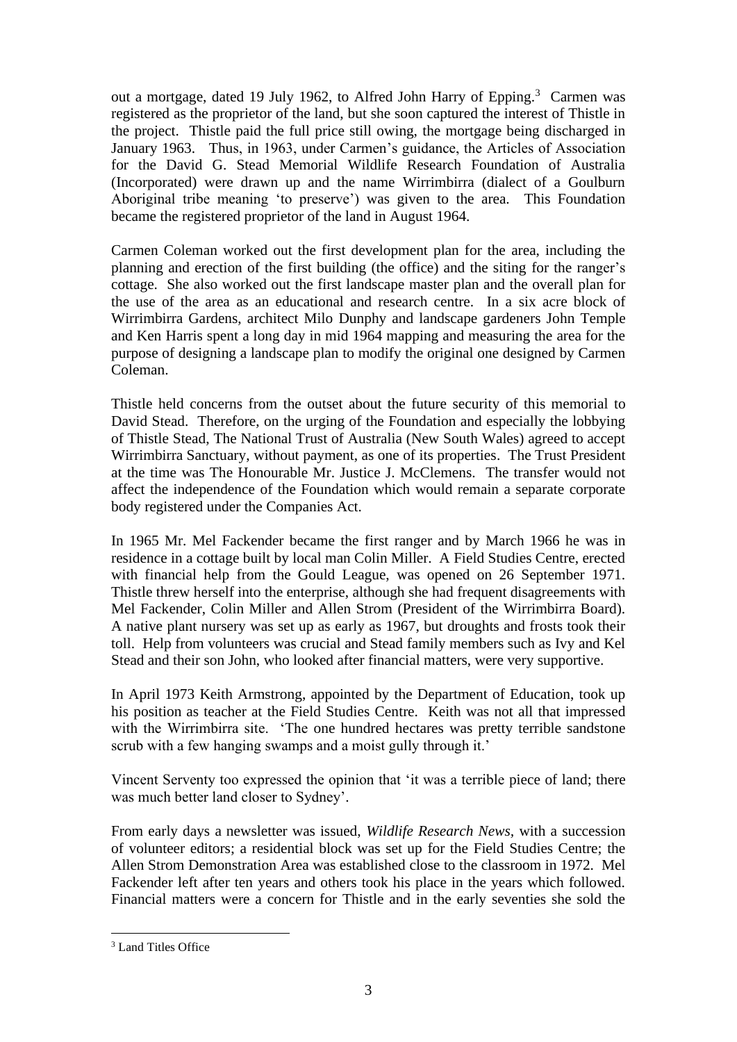out a mortgage, dated 19 July 1962, to Alfred John Harry of Epping.[3] Carmen was registered as the proprietor of the land, but she soon captured the interest of Thistle in the project. Thistle paid the full price still owing, the mortgage being discharged in January 1963. Thus, in 1963, under Carmen's guidance, the Articles of Association for the David G. Stead Memorial Wildlife Research Foundation of Australia (Incorporated) were drawn up and the name Wirrimbirra (dialect of a Goulburn Aboriginal tribe meaning 'to preserve') was given to the area. This Foundation became the registered proprietor of the land in August 1964.

Carmen Coleman worked out the first development plan for the area, including the planning and erection of the first building (the office) and the siting for the ranger's cottage. She also worked out the first landscape master plan and the overall plan for the use of the area as an educational and research centre. In a six acre block of Wirrimbirra Gardens, architect Milo Dunphy and landscape gardeners John Temple and Ken Harris spent a long day in mid 1964 mapping and measuring the area for the purpose of designing a landscape plan to modify the original one designed by Carmen Coleman.

Thistle held concerns from the outset about the future security of this memorial to David Stead. Therefore, on the urging of the Foundation and especially the lobbying of Thistle Stead, The National Trust of Australia (New South Wales) agreed to accept Wirrimbirra Sanctuary, without payment, as one of its properties. The Trust President at the time was The Honourable Mr. Justice J. McClemens. The transfer would not affect the independence of the Foundation which would remain a separate corporate body registered under the Companies Act.

In 1965 Mr. Mel Fackender became the first ranger and by March 1966 he was in residence in a cottage built by local man Colin Miller. A Field Studies Centre, erected with financial help from the Gould League, was opened on 26 September 1971. Thistle threw herself into the enterprise, although she had frequent disagreements with Mel Fackender, Colin Miller and Allen Strom (President of the Wirrimbirra Board). A native plant nursery was set up as early as 1967, but droughts and frosts took their toll. Help from volunteers was crucial and Stead family members such as Ivy and Kel Stead and their son John, who looked after financial matters, were very supportive.

In April 1973 Keith Armstrong, appointed by the Department of Education, took up his position as teacher at the Field Studies Centre. Keith was not all that impressed with the Wirrimbirra site. 'The one hundred hectares was pretty terrible sandstone scrub with a few hanging swamps and a moist gully through it.'

Vincent Serventy too expressed the opinion that 'it was a terrible piece of land; there was much better land closer to Sydney'.

From early days a newsletter was issued, *Wildlife Research News*, with a succession of volunteer editors; a residential block was set up for the Field Studies Centre; the Allen Strom Demonstration Area was established close to the classroom in 1972. Mel Fackender left after ten years and others took his place in the years which followed. Financial matters were a concern for Thistle and in the early seventies she sold the

---

[3] Land Titles Office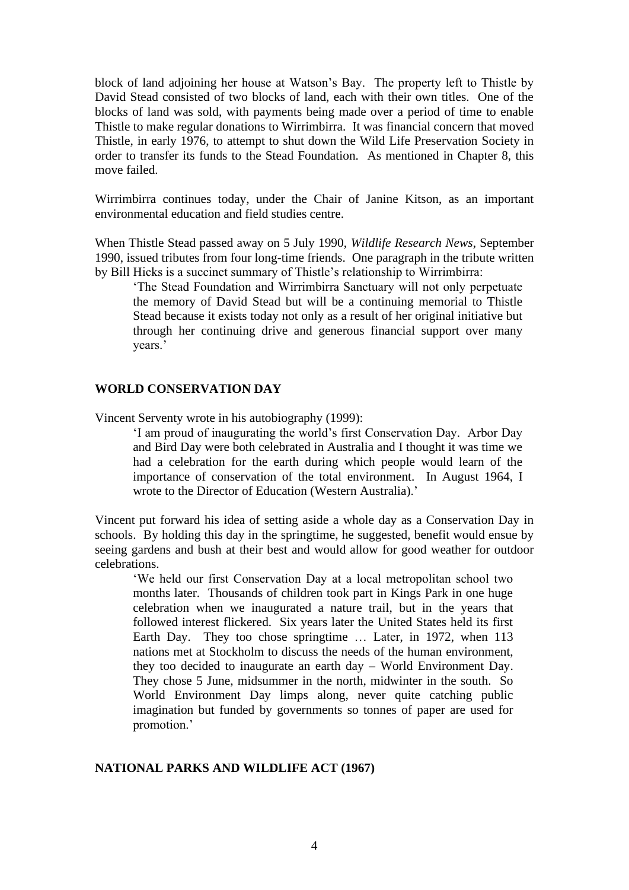block of land adjoining her house at Watson's Bay. The property left to Thistle by David Stead consisted of two blocks of land, each with their own titles. One of the blocks of land was sold, with payments being made over a period of time to enable Thistle to make regular donations to Wirrimbirra. It was financial concern that moved Thistle, in early 1976, to attempt to shut down the Wild Life Preservation Society in order to transfer its funds to the Stead Foundation. As mentioned in Chapter 8, this move failed.

Wirrimbirra continues today, under the Chair of Janine Kitson, as an important environmental education and field studies centre.

When Thistle Stead passed away on 5 July 1990, *Wildlife Research News*, September 1990, issued tributes from four long-time friends. One paragraph in the tribute written by Bill Hicks is a succinct summary of Thistle's relationship to Wirrimbirra:

> 'The Stead Foundation and Wirrimbirra Sanctuary will not only perpetuate the memory of David Stead but will be a continuing memorial to Thistle Stead because it exists today not only as a result of her original initiative but through her continuing drive and generous financial support over many years.'

## WORLD CONSERVATION DAY

Vincent Serventy wrote in his autobiography (1999):

> 'I am proud of inaugurating the world's first Conservation Day. Arbor Day and Bird Day were both celebrated in Australia and I thought it was time we had a celebration for the earth during which people would learn of the importance of conservation of the total environment. In August 1964, I wrote to the Director of Education (Western Australia).'

Vincent put forward his idea of setting aside a whole day as a Conservation Day in schools. By holding this day in the springtime, he suggested, benefit would ensue by seeing gardens and bush at their best and would allow for good weather for outdoor celebrations.

> 'We held our first Conservation Day at a local metropolitan school two months later. Thousands of children took part in Kings Park in one huge celebration when we inaugurated a nature trail, but in the years that followed interest flickered. Six years later the United States held its first Earth Day. They too chose springtime … Later, in 1972, when 113 nations met at Stockholm to discuss the needs of the human environment, they too decided to inaugurate an earth day – World Environment Day. They chose 5 June, midsummer in the north, midwinter in the south. So World Environment Day limps along, never quite catching public imagination but funded by governments so tonnes of paper are used for promotion.'

## NATIONAL PARKS AND WILDLIFE ACT (1967)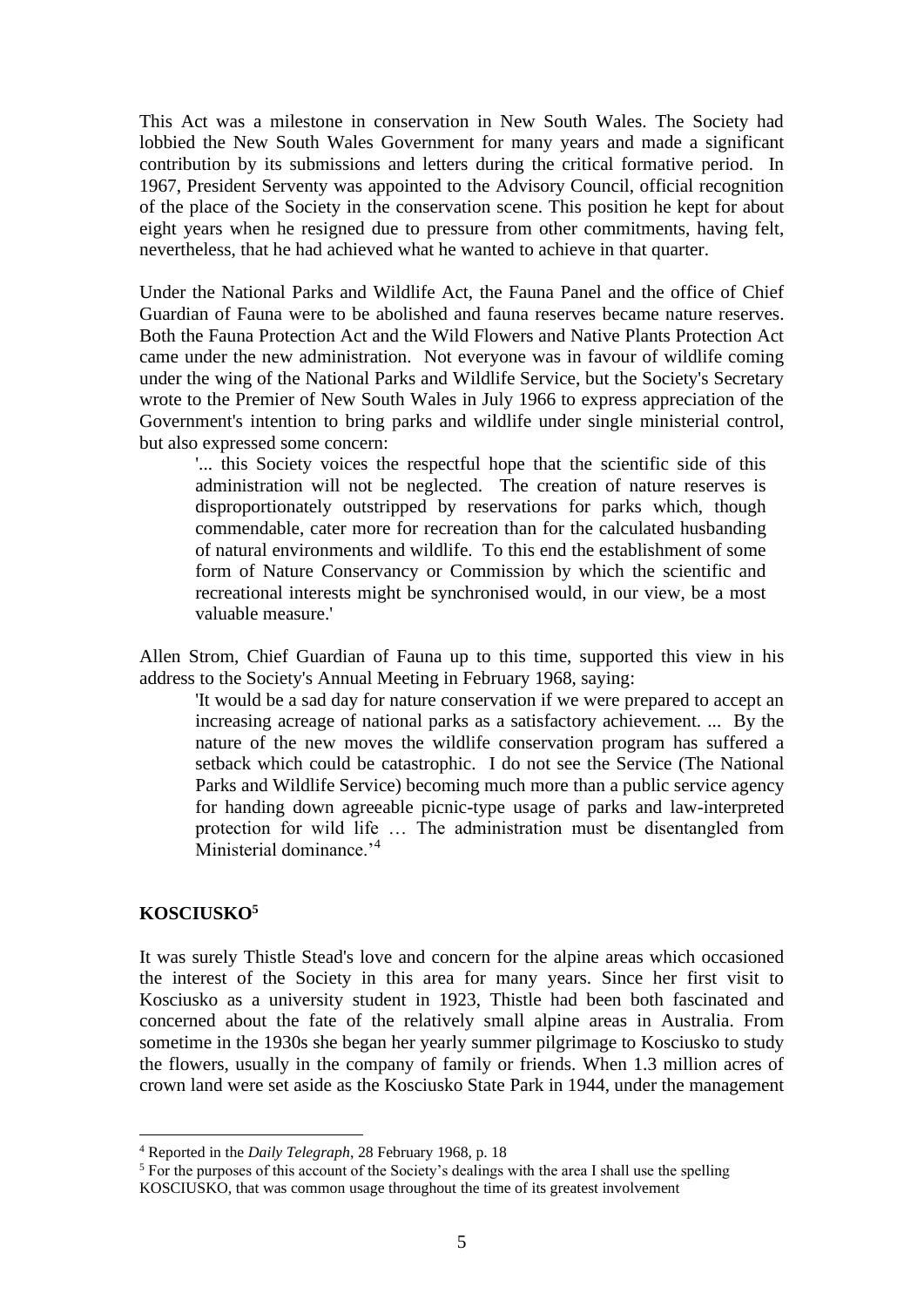This Act was a milestone in conservation in New South Wales. The Society had lobbied the New South Wales Government for many years and made a significant contribution by its submissions and letters during the critical formative period. In 1967, President Serventy was appointed to the Advisory Council, official recognition of the place of the Society in the conservation scene. This position he kept for about eight years when he resigned due to pressure from other commitments, having felt, nevertheless, that he had achieved what he wanted to achieve in that quarter.

Under the National Parks and Wildlife Act, the Fauna Panel and the office of Chief Guardian of Fauna were to be abolished and fauna reserves became nature reserves. Both the Fauna Protection Act and the Wild Flowers and Native Plants Protection Act came under the new administration. Not everyone was in favour of wildlife coming under the wing of the National Parks and Wildlife Service, but the Society's Secretary wrote to the Premier of New South Wales in July 1966 to express appreciation of the Government's intention to bring parks and wildlife under single ministerial control, but also expressed some concern:

> '... this Society voices the respectful hope that the scientific side of this administration will not be neglected. The creation of nature reserves is disproportionately outstripped by reservations for parks which, though commendable, cater more for recreation than for the calculated husbanding of natural environments and wildlife. To this end the establishment of some form of Nature Conservancy or Commission by which the scientific and recreational interests might be synchronised would, in our view, be a most valuable measure.'

Allen Strom, Chief Guardian of Fauna up to this time, supported this view in his address to the Society's Annual Meeting in February 1968, saying:

> 'It would be a sad day for nature conservation if we were prepared to accept an increasing acreage of national parks as a satisfactory achievement. ... By the nature of the new moves the wildlife conservation program has suffered a setback which could be catastrophic. I do not see the Service (The National Parks and Wildlife Service) becoming much more than a public service agency for handing down agreeable picnic-type usage of parks and law-interpreted protection for wild life … The administration must be disentangled from Ministerial dominance.'[4]

## KOSCIUSKO[5]

It was surely Thistle Stead's love and concern for the alpine areas which occasioned the interest of the Society in this area for many years. Since her first visit to Kosciusko as a university student in 1923, Thistle had been both fascinated and concerned about the fate of the relatively small alpine areas in Australia. From sometime in the 1930s she began her yearly summer pilgrimage to Kosciusko to study the flowers, usually in the company of family or friends. When 1.3 million acres of crown land were set aside as the Kosciusko State Park in 1944, under the management

---

[4] Reported in the *Daily Telegraph*, 28 February 1968, p. 18

[5] For the purposes of this account of the Society's dealings with the area I shall use the spelling KOSCIUSKO, that was common usage throughout the time of its greatest involvement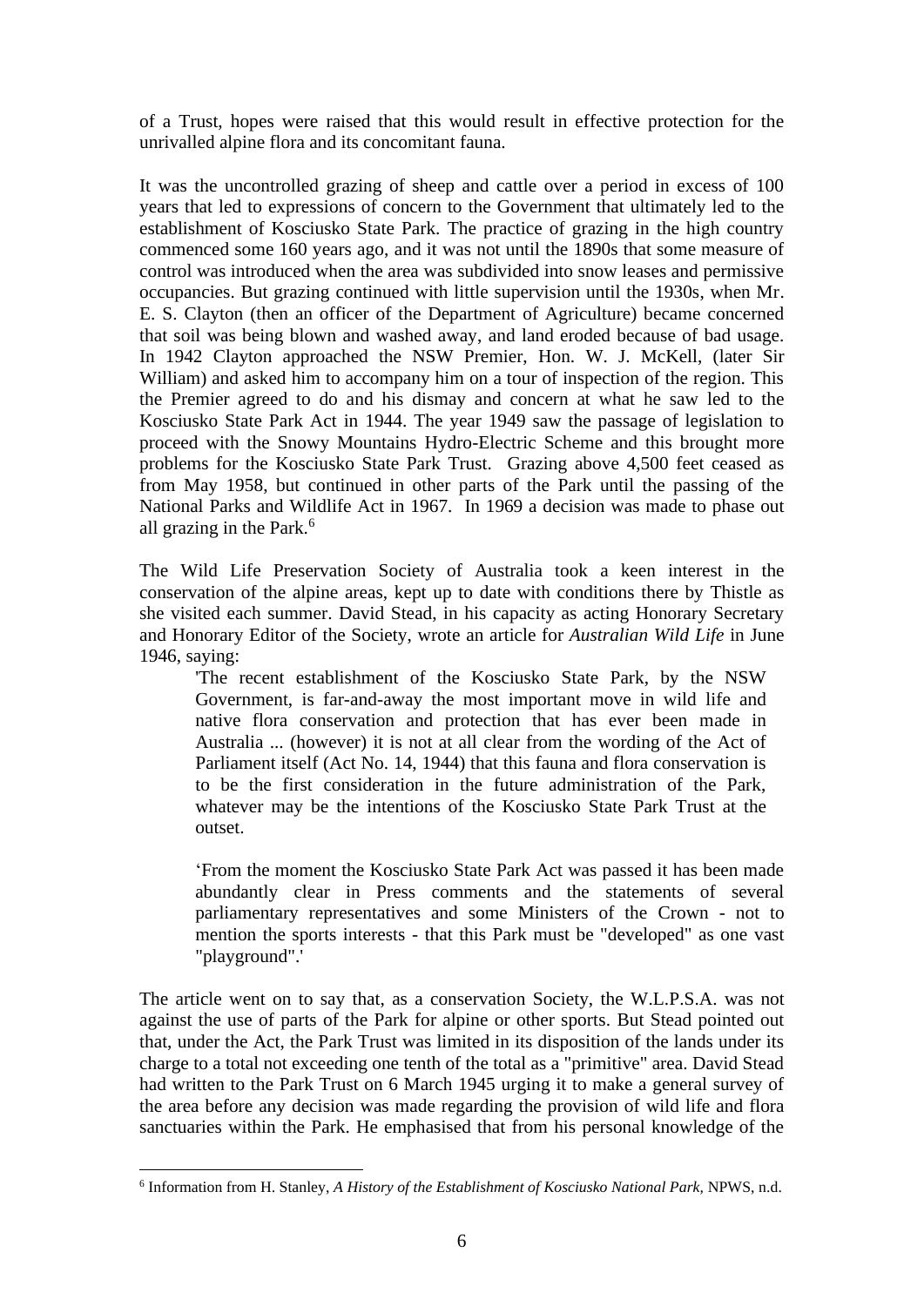of a Trust, hopes were raised that this would result in effective protection for the unrivalled alpine flora and its concomitant fauna.

It was the uncontrolled grazing of sheep and cattle over a period in excess of 100 years that led to expressions of concern to the Government that ultimately led to the establishment of Kosciusko State Park. The practice of grazing in the high country commenced some 160 years ago, and it was not until the 1890s that some measure of control was introduced when the area was subdivided into snow leases and permissive occupancies. But grazing continued with little supervision until the 1930s, when Mr. E. S. Clayton (then an officer of the Department of Agriculture) became concerned that soil was being blown and washed away, and land eroded because of bad usage. In 1942 Clayton approached the NSW Premier, Hon. W. J. McKell, (later Sir William) and asked him to accompany him on a tour of inspection of the region. This the Premier agreed to do and his dismay and concern at what he saw led to the Kosciusko State Park Act in 1944. The year 1949 saw the passage of legislation to proceed with the Snowy Mountains Hydro-Electric Scheme and this brought more problems for the Kosciusko State Park Trust. Grazing above 4,500 feet ceased as from May 1958, but continued in other parts of the Park until the passing of the National Parks and Wildlife Act in 1967. In 1969 a decision was made to phase out all grazing in the Park.[6]

The Wild Life Preservation Society of Australia took a keen interest in the conservation of the alpine areas, kept up to date with conditions there by Thistle as she visited each summer. David Stead, in his capacity as acting Honorary Secretary and Honorary Editor of the Society, wrote an article for *Australian Wild Life* in June 1946, saying:

> 'The recent establishment of the Kosciusko State Park, by the NSW Government, is far-and-away the most important move in wild life and native flora conservation and protection that has ever been made in Australia ... (however) it is not at all clear from the wording of the Act of Parliament itself (Act No. 14, 1944) that this fauna and flora conservation is to be the first consideration in the future administration of the Park, whatever may be the intentions of the Kosciusko State Park Trust at the outset.
>
> 'From the moment the Kosciusko State Park Act was passed it has been made abundantly clear in Press comments and the statements of several parliamentary representatives and some Ministers of the Crown - not to mention the sports interests - that this Park must be "developed" as one vast "playground".'

The article went on to say that, as a conservation Society, the W.L.P.S.A. was not against the use of parts of the Park for alpine or other sports. But Stead pointed out that, under the Act, the Park Trust was limited in its disposition of the lands under its charge to a total not exceeding one tenth of the total as a "primitive" area. David Stead had written to the Park Trust on 6 March 1945 urging it to make a general survey of the area before any decision was made regarding the provision of wild life and flora sanctuaries within the Park. He emphasised that from his personal knowledge of the

[6] Information from H. Stanley, *A History of the Establishment of Kosciusko National Park,* NPWS, n.d.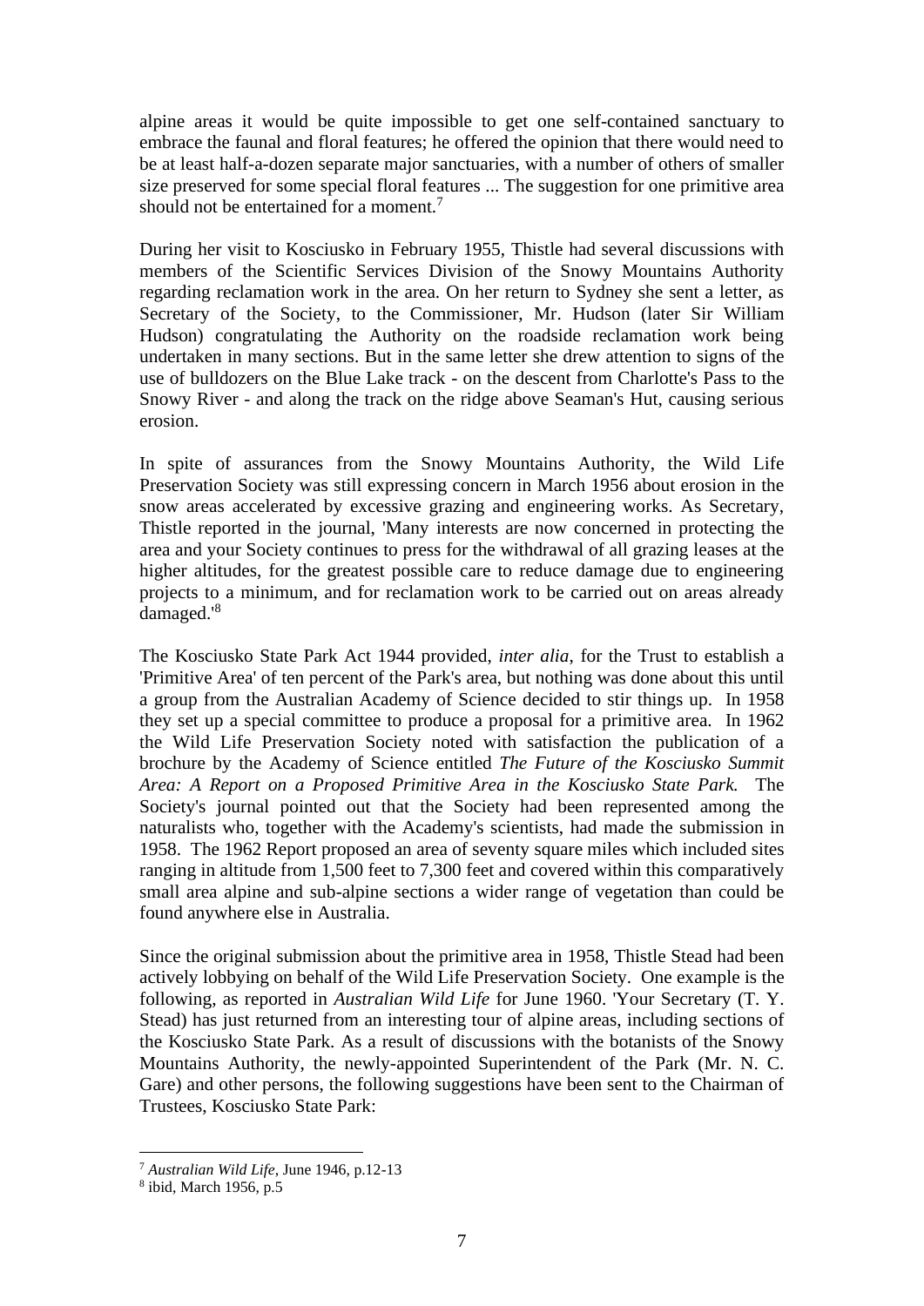alpine areas it would be quite impossible to get one self-contained sanctuary to embrace the faunal and floral features; he offered the opinion that there would need to be at least half-a-dozen separate major sanctuaries, with a number of others of smaller size preserved for some special floral features ... The suggestion for one primitive area should not be entertained for a moment.[7]

During her visit to Kosciusko in February 1955, Thistle had several discussions with members of the Scientific Services Division of the Snowy Mountains Authority regarding reclamation work in the area. On her return to Sydney she sent a letter, as Secretary of the Society, to the Commissioner, Mr. Hudson (later Sir William Hudson) congratulating the Authority on the roadside reclamation work being undertaken in many sections. But in the same letter she drew attention to signs of the use of bulldozers on the Blue Lake track - on the descent from Charlotte's Pass to the Snowy River - and along the track on the ridge above Seaman's Hut, causing serious erosion.

In spite of assurances from the Snowy Mountains Authority, the Wild Life Preservation Society was still expressing concern in March 1956 about erosion in the snow areas accelerated by excessive grazing and engineering works. As Secretary, Thistle reported in the journal, 'Many interests are now concerned in protecting the area and your Society continues to press for the withdrawal of all grazing leases at the higher altitudes, for the greatest possible care to reduce damage due to engineering projects to a minimum, and for reclamation work to be carried out on areas already damaged.'[8]

The Kosciusko State Park Act 1944 provided, *inter alia*, for the Trust to establish a 'Primitive Area' of ten percent of the Park's area, but nothing was done about this until a group from the Australian Academy of Science decided to stir things up. In 1958 they set up a special committee to produce a proposal for a primitive area. In 1962 the Wild Life Preservation Society noted with satisfaction the publication of a brochure by the Academy of Science entitled *The Future of the Kosciusko Summit Area: A Report on a Proposed Primitive Area in the Kosciusko State Park.* The Society's journal pointed out that the Society had been represented among the naturalists who, together with the Academy's scientists, had made the submission in 1958. The 1962 Report proposed an area of seventy square miles which included sites ranging in altitude from 1,500 feet to 7,300 feet and covered within this comparatively small area alpine and sub-alpine sections a wider range of vegetation than could be found anywhere else in Australia.

Since the original submission about the primitive area in 1958, Thistle Stead had been actively lobbying on behalf of the Wild Life Preservation Society. One example is the following, as reported in *Australian Wild Life* for June 1960. 'Your Secretary (T. Y. Stead) has just returned from an interesting tour of alpine areas, including sections of the Kosciusko State Park. As a result of discussions with the botanists of the Snowy Mountains Authority, the newly-appointed Superintendent of the Park (Mr. N. C. Gare) and other persons, the following suggestions have been sent to the Chairman of Trustees, Kosciusko State Park:

---

[7] *Australian Wild Life*, June 1946, p.12-13

[8] ibid, March 1956, p.5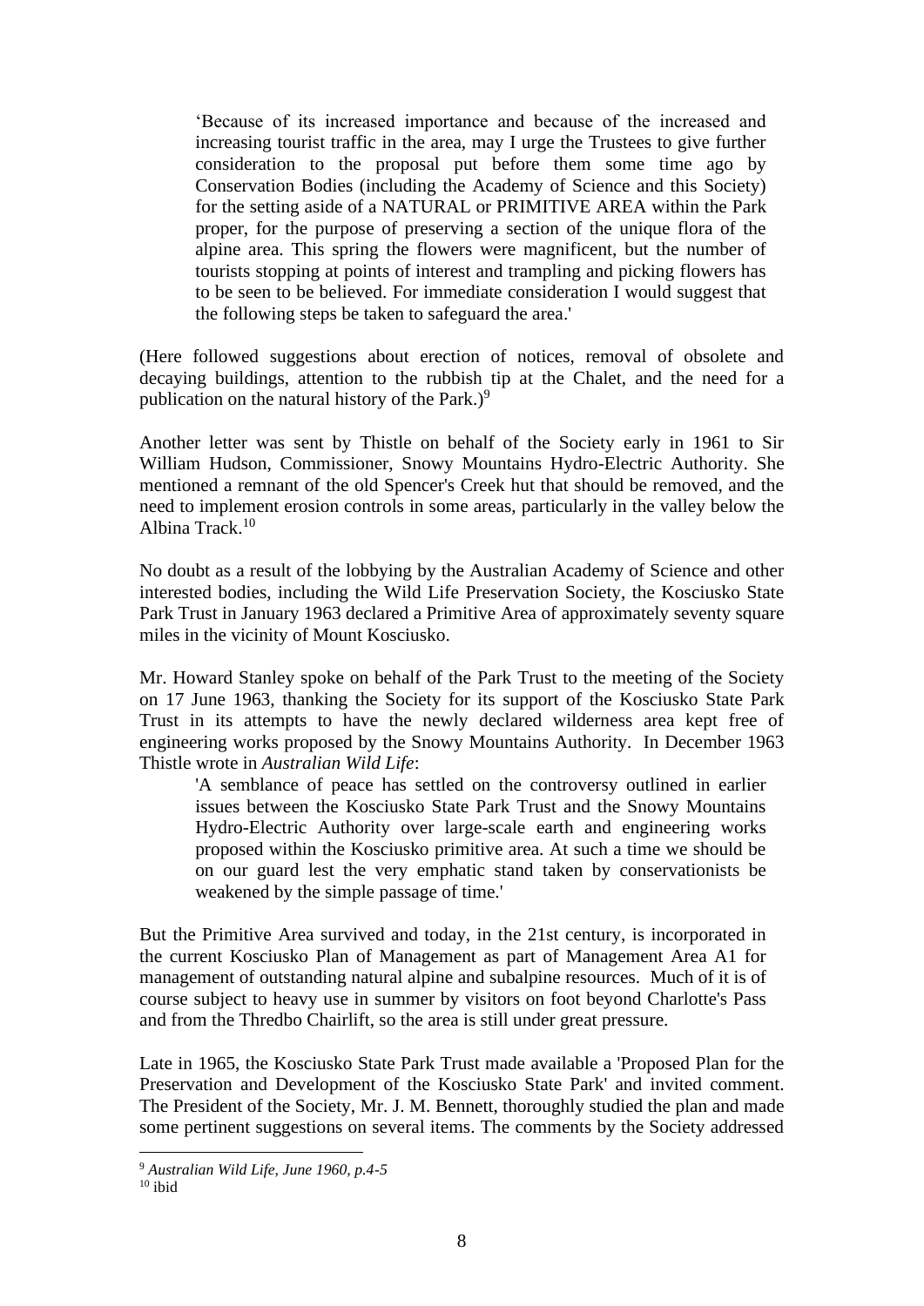> 'Because of its increased importance and because of the increased and increasing tourist traffic in the area, may I urge the Trustees to give further consideration to the proposal put before them some time ago by Conservation Bodies (including the Academy of Science and this Society) for the setting aside of a NATURAL or PRIMITIVE AREA within the Park proper, for the purpose of preserving a section of the unique flora of the alpine area. This spring the flowers were magnificent, but the number of tourists stopping at points of interest and trampling and picking flowers has to be seen to be believed. For immediate consideration I would suggest that the following steps be taken to safeguard the area.'

(Here followed suggestions about erection of notices, removal of obsolete and decaying buildings, attention to the rubbish tip at the Chalet, and the need for a publication on the natural history of the Park.)[9]

Another letter was sent by Thistle on behalf of the Society early in 1961 to Sir William Hudson, Commissioner, Snowy Mountains Hydro-Electric Authority. She mentioned a remnant of the old Spencer's Creek hut that should be removed, and the need to implement erosion controls in some areas, particularly in the valley below the Albina Track.[10]

No doubt as a result of the lobbying by the Australian Academy of Science and other interested bodies, including the Wild Life Preservation Society, the Kosciusko State Park Trust in January 1963 declared a Primitive Area of approximately seventy square miles in the vicinity of Mount Kosciusko.

Mr. Howard Stanley spoke on behalf of the Park Trust to the meeting of the Society on 17 June 1963, thanking the Society for its support of the Kosciusko State Park Trust in its attempts to have the newly declared wilderness area kept free of engineering works proposed by the Snowy Mountains Authority. In December 1963 Thistle wrote in *Australian Wild Life*:

> 'A semblance of peace has settled on the controversy outlined in earlier issues between the Kosciusko State Park Trust and the Snowy Mountains Hydro-Electric Authority over large-scale earth and engineering works proposed within the Kosciusko primitive area. At such a time we should be on our guard lest the very emphatic stand taken by conservationists be weakened by the simple passage of time.'

But the Primitive Area survived and today, in the 21st century, is incorporated in the current Kosciusko Plan of Management as part of Management Area A1 for management of outstanding natural alpine and subalpine resources. Much of it is of course subject to heavy use in summer by visitors on foot beyond Charlotte's Pass and from the Thredbo Chairlift, so the area is still under great pressure.

Late in 1965, the Kosciusko State Park Trust made available a 'Proposed Plan for the Preservation and Development of the Kosciusko State Park' and invited comment. The President of the Society, Mr. J. M. Bennett, thoroughly studied the plan and made some pertinent suggestions on several items. The comments by the Society addressed

---

[9] *Australian Wild Life, June 1960, p.4-5*

[10] ibid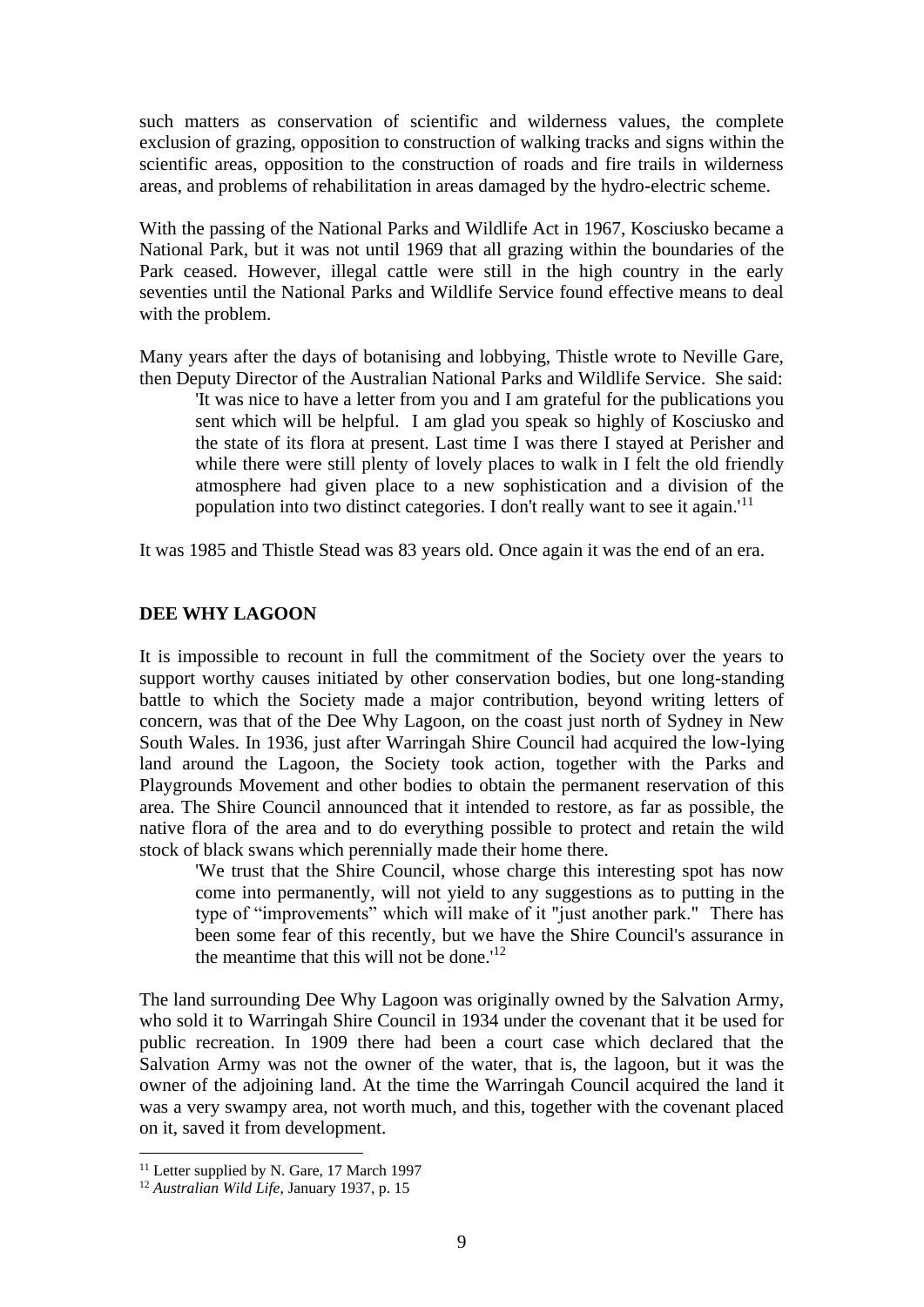such matters as conservation of scientific and wilderness values, the complete exclusion of grazing, opposition to construction of walking tracks and signs within the scientific areas, opposition to the construction of roads and fire trails in wilderness areas, and problems of rehabilitation in areas damaged by the hydro-electric scheme.

With the passing of the National Parks and Wildlife Act in 1967, Kosciusko became a National Park, but it was not until 1969 that all grazing within the boundaries of the Park ceased. However, illegal cattle were still in the high country in the early seventies until the National Parks and Wildlife Service found effective means to deal with the problem.

Many years after the days of botanising and lobbying, Thistle wrote to Neville Gare, then Deputy Director of the Australian National Parks and Wildlife Service. She said:

> 'It was nice to have a letter from you and I am grateful for the publications you sent which will be helpful. I am glad you speak so highly of Kosciusko and the state of its flora at present. Last time I was there I stayed at Perisher and while there were still plenty of lovely places to walk in I felt the old friendly atmosphere had given place to a new sophistication and a division of the population into two distinct categories. I don't really want to see it again.'[11]

It was 1985 and Thistle Stead was 83 years old. Once again it was the end of an era.

## DEE WHY LAGOON

It is impossible to recount in full the commitment of the Society over the years to support worthy causes initiated by other conservation bodies, but one long-standing battle to which the Society made a major contribution, beyond writing letters of concern, was that of the Dee Why Lagoon, on the coast just north of Sydney in New South Wales. In 1936, just after Warringah Shire Council had acquired the low-lying land around the Lagoon, the Society took action, together with the Parks and Playgrounds Movement and other bodies to obtain the permanent reservation of this area. The Shire Council announced that it intended to restore, as far as possible, the native flora of the area and to do everything possible to protect and retain the wild stock of black swans which perennially made their home there.

> 'We trust that the Shire Council, whose charge this interesting spot has now come into permanently, will not yield to any suggestions as to putting in the type of "improvements" which will make of it "just another park." There has been some fear of this recently, but we have the Shire Council's assurance in the meantime that this will not be done.'[12]

The land surrounding Dee Why Lagoon was originally owned by the Salvation Army, who sold it to Warringah Shire Council in 1934 under the covenant that it be used for public recreation. In 1909 there had been a court case which declared that the Salvation Army was not the owner of the water, that is, the lagoon, but it was the owner of the adjoining land. At the time the Warringah Council acquired the land it was a very swampy area, not worth much, and this, together with the covenant placed on it, saved it from development.

---

[11] Letter supplied by N. Gare, 17 March 1997

[12] *Australian Wild Life*, January 1937, p. 15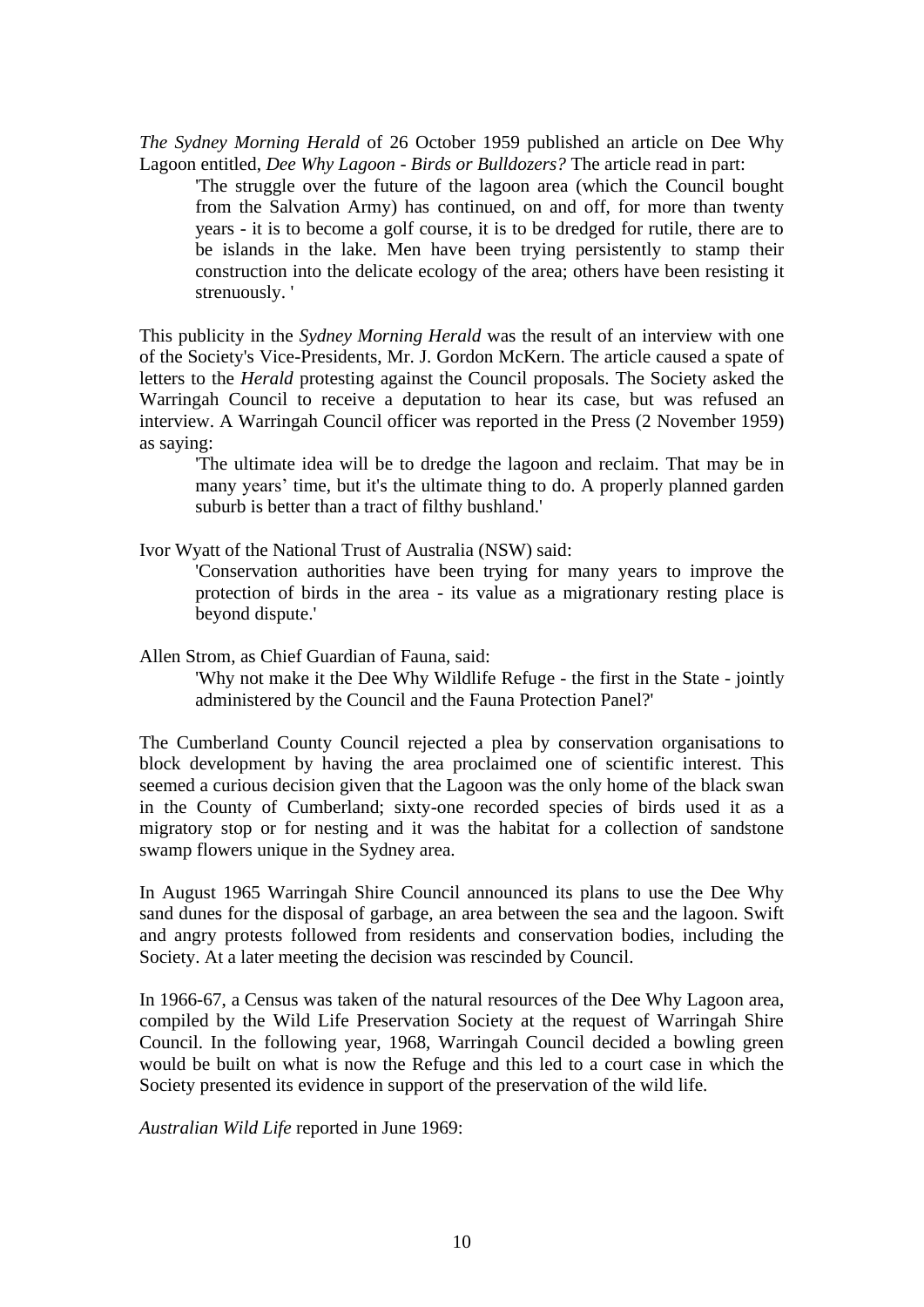*The Sydney Morning Herald* of 26 October 1959 published an article on Dee Why Lagoon entitled, *Dee Why Lagoon - Birds or Bulldozers?* The article read in part:

> 'The struggle over the future of the lagoon area (which the Council bought from the Salvation Army) has continued, on and off, for more than twenty years - it is to become a golf course, it is to be dredged for rutile, there are to be islands in the lake. Men have been trying persistently to stamp their construction into the delicate ecology of the area; others have been resisting it strenuously. '

This publicity in the *Sydney Morning Herald* was the result of an interview with one of the Society's Vice-Presidents, Mr. J. Gordon McKern. The article caused a spate of letters to the *Herald* protesting against the Council proposals. The Society asked the Warringah Council to receive a deputation to hear its case, but was refused an interview. A Warringah Council officer was reported in the Press (2 November 1959) as saying:

> 'The ultimate idea will be to dredge the lagoon and reclaim. That may be in many years' time, but it's the ultimate thing to do. A properly planned garden suburb is better than a tract of filthy bushland.'

Ivor Wyatt of the National Trust of Australia (NSW) said:

> 'Conservation authorities have been trying for many years to improve the protection of birds in the area - its value as a migrationary resting place is beyond dispute.'

Allen Strom, as Chief Guardian of Fauna, said:

> 'Why not make it the Dee Why Wildlife Refuge - the first in the State - jointly administered by the Council and the Fauna Protection Panel?'

The Cumberland County Council rejected a plea by conservation organisations to block development by having the area proclaimed one of scientific interest. This seemed a curious decision given that the Lagoon was the only home of the black swan in the County of Cumberland; sixty-one recorded species of birds used it as a migratory stop or for nesting and it was the habitat for a collection of sandstone swamp flowers unique in the Sydney area.

In August 1965 Warringah Shire Council announced its plans to use the Dee Why sand dunes for the disposal of garbage, an area between the sea and the lagoon. Swift and angry protests followed from residents and conservation bodies, including the Society. At a later meeting the decision was rescinded by Council.

In 1966-67, a Census was taken of the natural resources of the Dee Why Lagoon area, compiled by the Wild Life Preservation Society at the request of Warringah Shire Council. In the following year, 1968, Warringah Council decided a bowling green would be built on what is now the Refuge and this led to a court case in which the Society presented its evidence in support of the preservation of the wild life.

*Australian Wild Life* reported in June 1969: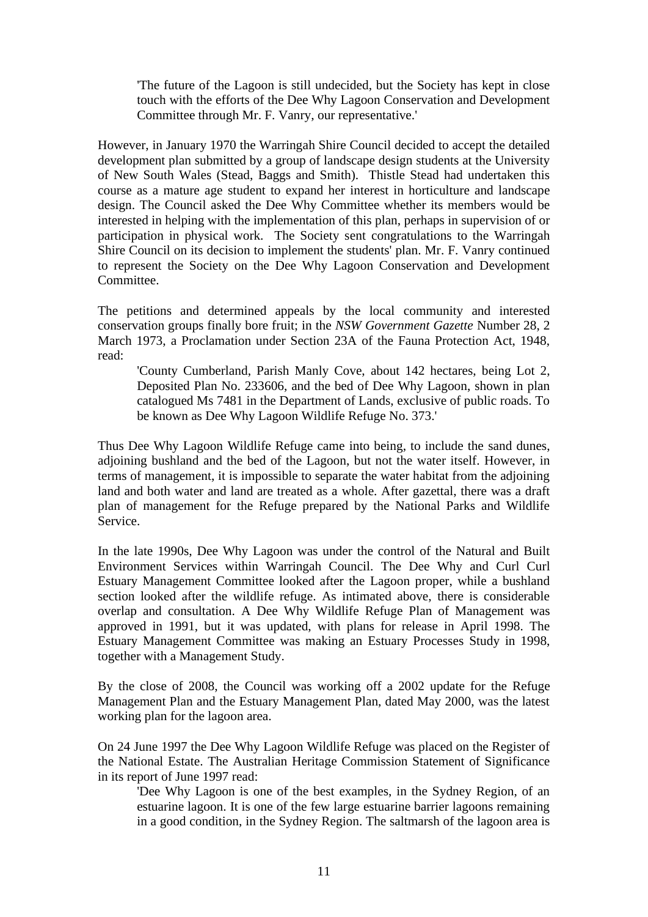> 'The future of the Lagoon is still undecided, but the Society has kept in close touch with the efforts of the Dee Why Lagoon Conservation and Development Committee through Mr. F. Vanry, our representative.'

However, in January 1970 the Warringah Shire Council decided to accept the detailed development plan submitted by a group of landscape design students at the University of New South Wales (Stead, Baggs and Smith). Thistle Stead had undertaken this course as a mature age student to expand her interest in horticulture and landscape design. The Council asked the Dee Why Committee whether its members would be interested in helping with the implementation of this plan, perhaps in supervision of or participation in physical work. The Society sent congratulations to the Warringah Shire Council on its decision to implement the students' plan. Mr. F. Vanry continued to represent the Society on the Dee Why Lagoon Conservation and Development Committee.

The petitions and determined appeals by the local community and interested conservation groups finally bore fruit; in the *NSW Government Gazette* Number 28, 2 March 1973, a Proclamation under Section 23A of the Fauna Protection Act, 1948, read:

> 'County Cumberland, Parish Manly Cove, about 142 hectares, being Lot 2, Deposited Plan No. 233606, and the bed of Dee Why Lagoon, shown in plan catalogued Ms 7481 in the Department of Lands, exclusive of public roads. To be known as Dee Why Lagoon Wildlife Refuge No. 373.'

Thus Dee Why Lagoon Wildlife Refuge came into being, to include the sand dunes, adjoining bushland and the bed of the Lagoon, but not the water itself. However, in terms of management, it is impossible to separate the water habitat from the adjoining land and both water and land are treated as a whole. After gazettal, there was a draft plan of management for the Refuge prepared by the National Parks and Wildlife Service.

In the late 1990s, Dee Why Lagoon was under the control of the Natural and Built Environment Services within Warringah Council. The Dee Why and Curl Curl Estuary Management Committee looked after the Lagoon proper, while a bushland section looked after the wildlife refuge. As intimated above, there is considerable overlap and consultation. A Dee Why Wildlife Refuge Plan of Management was approved in 1991, but it was updated, with plans for release in April 1998. The Estuary Management Committee was making an Estuary Processes Study in 1998, together with a Management Study.

By the close of 2008, the Council was working off a 2002 update for the Refuge Management Plan and the Estuary Management Plan, dated May 2000, was the latest working plan for the lagoon area.

On 24 June 1997 the Dee Why Lagoon Wildlife Refuge was placed on the Register of the National Estate. The Australian Heritage Commission Statement of Significance in its report of June 1997 read:

> 'Dee Why Lagoon is one of the best examples, in the Sydney Region, of an estuarine lagoon. It is one of the few large estuarine barrier lagoons remaining in a good condition, in the Sydney Region. The saltmarsh of the lagoon area is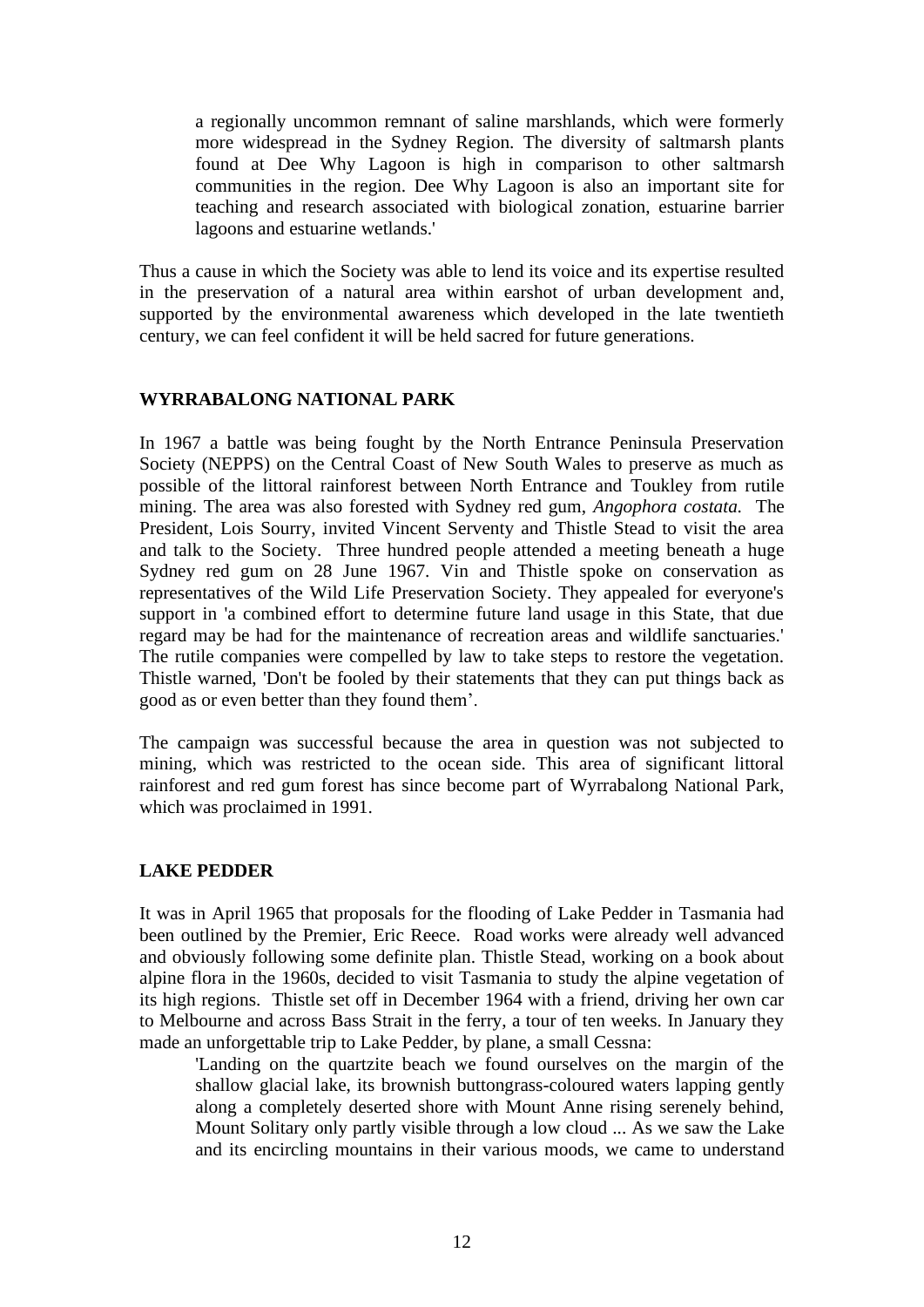> a regionally uncommon remnant of saline marshlands, which were formerly more widespread in the Sydney Region. The diversity of saltmarsh plants found at Dee Why Lagoon is high in comparison to other saltmarsh communities in the region. Dee Why Lagoon is also an important site for teaching and research associated with biological zonation, estuarine barrier lagoons and estuarine wetlands.'

Thus a cause in which the Society was able to lend its voice and its expertise resulted in the preservation of a natural area within earshot of urban development and, supported by the environmental awareness which developed in the late twentieth century, we can feel confident it will be held sacred for future generations.

## WYRRABALONG NATIONAL PARK

In 1967 a battle was being fought by the North Entrance Peninsula Preservation Society (NEPPS) on the Central Coast of New South Wales to preserve as much as possible of the littoral rainforest between North Entrance and Toukley from rutile mining. The area was also forested with Sydney red gum, *Angophora costata.* The President, Lois Sourry, invited Vincent Serventy and Thistle Stead to visit the area and talk to the Society. Three hundred people attended a meeting beneath a huge Sydney red gum on 28 June 1967. Vin and Thistle spoke on conservation as representatives of the Wild Life Preservation Society. They appealed for everyone's support in 'a combined effort to determine future land usage in this State, that due regard may be had for the maintenance of recreation areas and wildlife sanctuaries.' The rutile companies were compelled by law to take steps to restore the vegetation. Thistle warned, 'Don't be fooled by their statements that they can put things back as good as or even better than they found them'.

The campaign was successful because the area in question was not subjected to mining, which was restricted to the ocean side. This area of significant littoral rainforest and red gum forest has since become part of Wyrrabalong National Park, which was proclaimed in 1991.

## LAKE PEDDER

It was in April 1965 that proposals for the flooding of Lake Pedder in Tasmania had been outlined by the Premier, Eric Reece. Road works were already well advanced and obviously following some definite plan. Thistle Stead, working on a book about alpine flora in the 1960s, decided to visit Tasmania to study the alpine vegetation of its high regions. Thistle set off in December 1964 with a friend, driving her own car to Melbourne and across Bass Strait in the ferry, a tour of ten weeks. In January they made an unforgettable trip to Lake Pedder, by plane, a small Cessna:

> 'Landing on the quartzite beach we found ourselves on the margin of the shallow glacial lake, its brownish buttongrass-coloured waters lapping gently along a completely deserted shore with Mount Anne rising serenely behind, Mount Solitary only partly visible through a low cloud ... As we saw the Lake and its encircling mountains in their various moods, we came to understand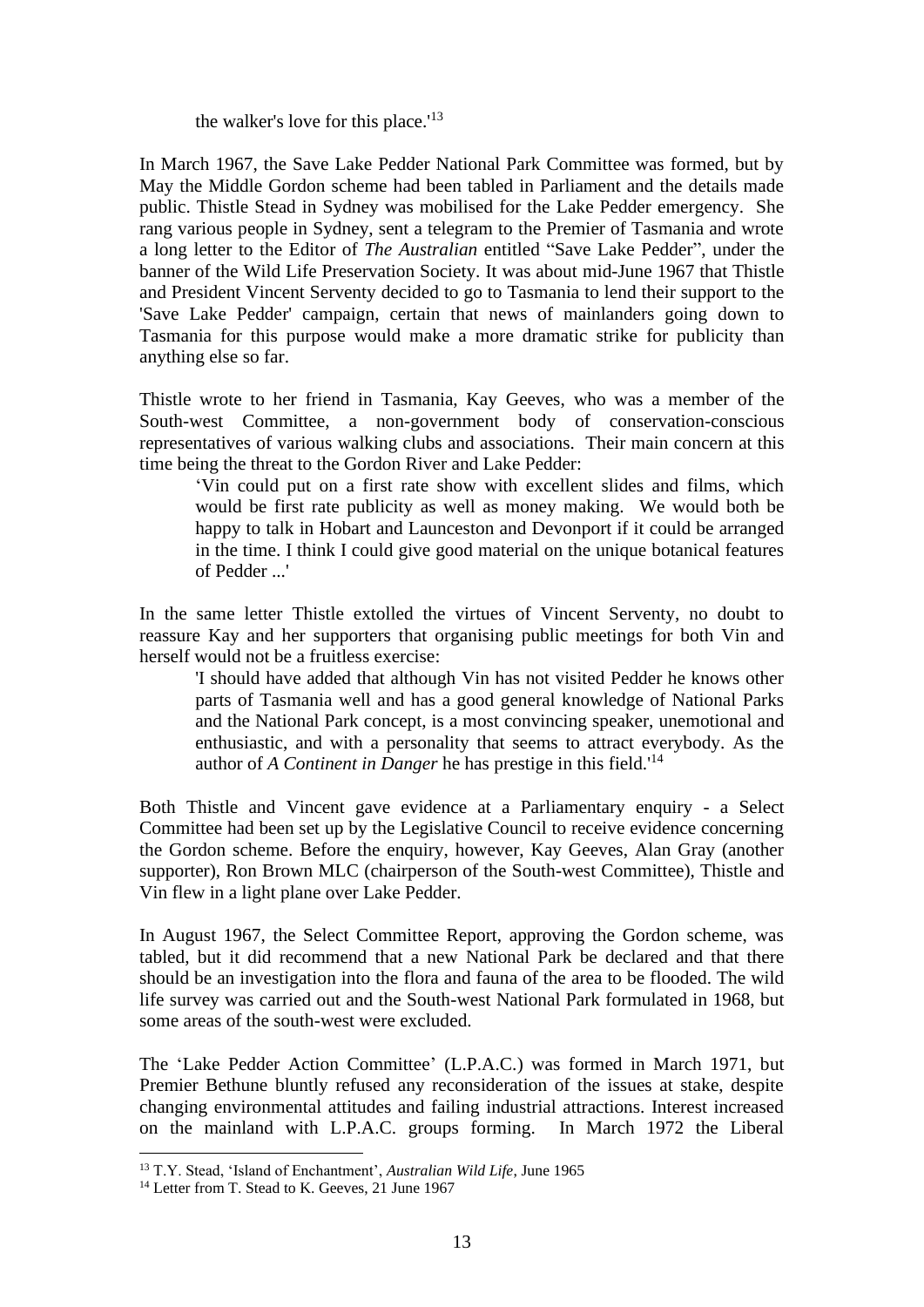> the walker's love for this place.'[13]

In March 1967, the Save Lake Pedder National Park Committee was formed, but by May the Middle Gordon scheme had been tabled in Parliament and the details made public. Thistle Stead in Sydney was mobilised for the Lake Pedder emergency. She rang various people in Sydney, sent a telegram to the Premier of Tasmania and wrote a long letter to the Editor of *The Australian* entitled "Save Lake Pedder", under the banner of the Wild Life Preservation Society. It was about mid-June 1967 that Thistle and President Vincent Serventy decided to go to Tasmania to lend their support to the 'Save Lake Pedder' campaign, certain that news of mainlanders going down to Tasmania for this purpose would make a more dramatic strike for publicity than anything else so far.

Thistle wrote to her friend in Tasmania, Kay Geeves, who was a member of the South-west Committee, a non-government body of conservation-conscious representatives of various walking clubs and associations. Their main concern at this time being the threat to the Gordon River and Lake Pedder:

> 'Vin could put on a first rate show with excellent slides and films, which would be first rate publicity as well as money making. We would both be happy to talk in Hobart and Launceston and Devonport if it could be arranged in the time. I think I could give good material on the unique botanical features of Pedder ...'

In the same letter Thistle extolled the virtues of Vincent Serventy, no doubt to reassure Kay and her supporters that organising public meetings for both Vin and herself would not be a fruitless exercise:

> 'I should have added that although Vin has not visited Pedder he knows other parts of Tasmania well and has a good general knowledge of National Parks and the National Park concept, is a most convincing speaker, unemotional and enthusiastic, and with a personality that seems to attract everybody. As the author of *A Continent in Danger* he has prestige in this field.'[14]

Both Thistle and Vincent gave evidence at a Parliamentary enquiry - a Select Committee had been set up by the Legislative Council to receive evidence concerning the Gordon scheme. Before the enquiry, however, Kay Geeves, Alan Gray (another supporter), Ron Brown MLC (chairperson of the South-west Committee), Thistle and Vin flew in a light plane over Lake Pedder.

In August 1967, the Select Committee Report, approving the Gordon scheme, was tabled, but it did recommend that a new National Park be declared and that there should be an investigation into the flora and fauna of the area to be flooded. The wild life survey was carried out and the South-west National Park formulated in 1968, but some areas of the south-west were excluded.

The 'Lake Pedder Action Committee' (L.P.A.C.) was formed in March 1971, but Premier Bethune bluntly refused any reconsideration of the issues at stake, despite changing environmental attitudes and failing industrial attractions. Interest increased on the mainland with L.P.A.C. groups forming. In March 1972 the Liberal

---

[13] T.Y. Stead, 'Island of Enchantment', *Australian Wild Life*, June 1965

[14] Letter from T. Stead to K. Geeves, 21 June 1967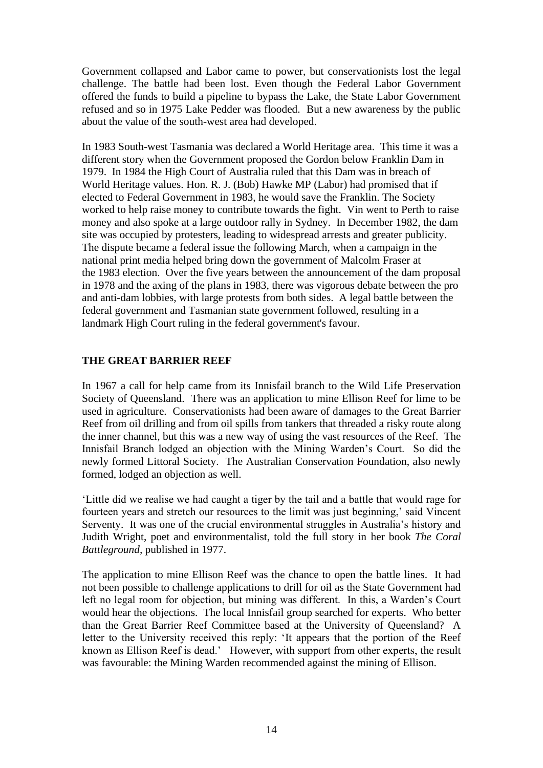Government collapsed and Labor came to power, but conservationists lost the legal challenge. The battle had been lost. Even though the Federal Labor Government offered the funds to build a pipeline to bypass the Lake, the State Labor Government refused and so in 1975 Lake Pedder was flooded. But a new awareness by the public about the value of the south-west area had developed.

In 1983 South-west Tasmania was declared a World Heritage area. This time it was a different story when the Government proposed the Gordon below Franklin Dam in 1979. In 1984 the High Court of Australia ruled that this Dam was in breach of World Heritage values. Hon. R. J. (Bob) Hawke MP (Labor) had promised that if elected to Federal Government in 1983, he would save the Franklin. The Society worked to help raise money to contribute towards the fight. Vin went to Perth to raise money and also spoke at a large outdoor rally in Sydney. In December 1982, the dam site was occupied by protesters, leading to widespread arrests and greater publicity. The dispute became a federal issue the following March, when a campaign in the national print media helped bring down the government of Malcolm Fraser at the 1983 election. Over the five years between the announcement of the dam proposal in 1978 and the axing of the plans in 1983, there was vigorous debate between the pro and anti-dam lobbies, with large protests from both sides. A legal battle between the federal government and Tasmanian state government followed, resulting in a landmark High Court ruling in the federal government's favour.

## THE GREAT BARRIER REEF

In 1967 a call for help came from its Innisfail branch to the Wild Life Preservation Society of Queensland. There was an application to mine Ellison Reef for lime to be used in agriculture. Conservationists had been aware of damages to the Great Barrier Reef from oil drilling and from oil spills from tankers that threaded a risky route along the inner channel, but this was a new way of using the vast resources of the Reef. The Innisfail Branch lodged an objection with the Mining Warden's Court. So did the newly formed Littoral Society. The Australian Conservation Foundation, also newly formed, lodged an objection as well.

'Little did we realise we had caught a tiger by the tail and a battle that would rage for fourteen years and stretch our resources to the limit was just beginning,' said Vincent Serventy. It was one of the crucial environmental struggles in Australia's history and Judith Wright, poet and environmentalist, told the full story in her book *The Coral Battleground*, published in 1977.

The application to mine Ellison Reef was the chance to open the battle lines. It had not been possible to challenge applications to drill for oil as the State Government had left no legal room for objection, but mining was different. In this, a Warden's Court would hear the objections. The local Innisfail group searched for experts. Who better than the Great Barrier Reef Committee based at the University of Queensland? A letter to the University received this reply: 'It appears that the portion of the Reef known as Ellison Reef is dead.' However, with support from other experts, the result was favourable: the Mining Warden recommended against the mining of Ellison.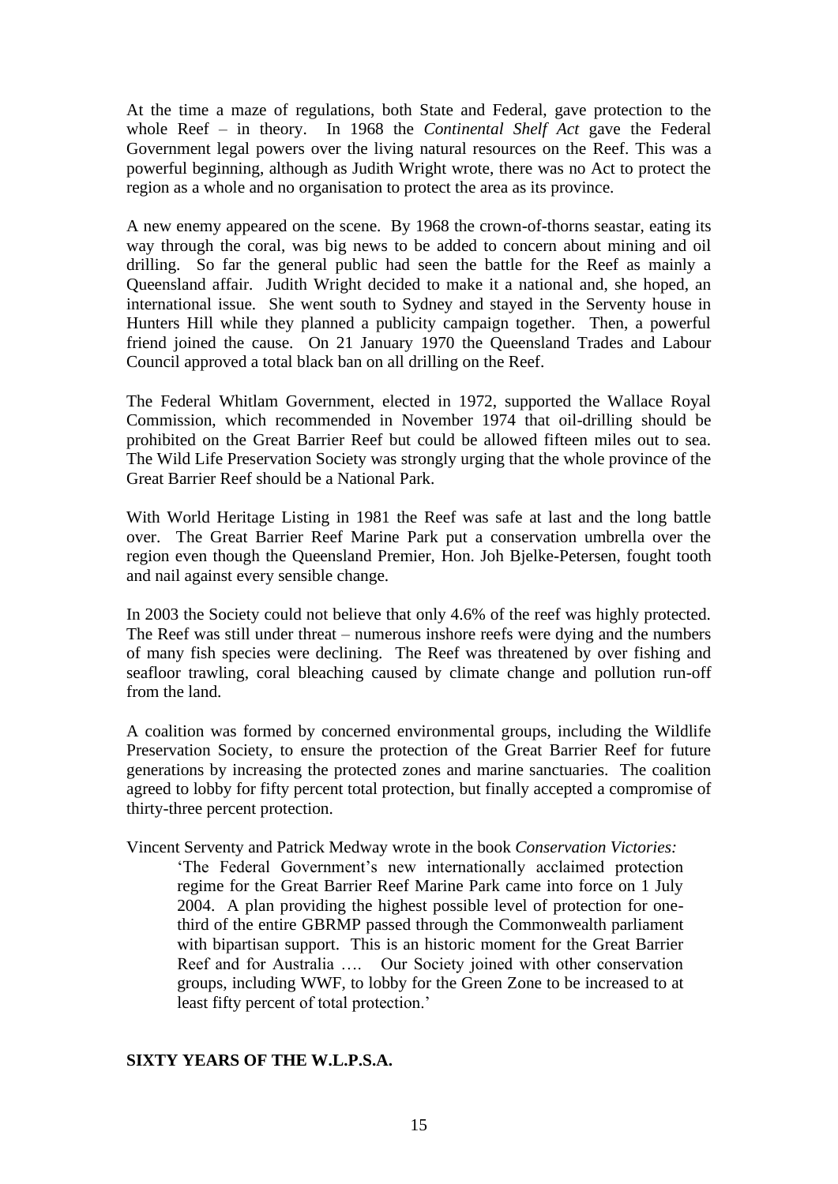At the time a maze of regulations, both State and Federal, gave protection to the whole Reef – in theory. In 1968 the *Continental Shelf Act* gave the Federal Government legal powers over the living natural resources on the Reef. This was a powerful beginning, although as Judith Wright wrote, there was no Act to protect the region as a whole and no organisation to protect the area as its province.

A new enemy appeared on the scene. By 1968 the crown-of-thorns seastar, eating its way through the coral, was big news to be added to concern about mining and oil drilling. So far the general public had seen the battle for the Reef as mainly a Queensland affair. Judith Wright decided to make it a national and, she hoped, an international issue. She went south to Sydney and stayed in the Serventy house in Hunters Hill while they planned a publicity campaign together. Then, a powerful friend joined the cause. On 21 January 1970 the Queensland Trades and Labour Council approved a total black ban on all drilling on the Reef.

The Federal Whitlam Government, elected in 1972, supported the Wallace Royal Commission, which recommended in November 1974 that oil-drilling should be prohibited on the Great Barrier Reef but could be allowed fifteen miles out to sea. The Wild Life Preservation Society was strongly urging that the whole province of the Great Barrier Reef should be a National Park.

With World Heritage Listing in 1981 the Reef was safe at last and the long battle over. The Great Barrier Reef Marine Park put a conservation umbrella over the region even though the Queensland Premier, Hon. Joh Bjelke-Petersen, fought tooth and nail against every sensible change.

In 2003 the Society could not believe that only 4.6% of the reef was highly protected. The Reef was still under threat – numerous inshore reefs were dying and the numbers of many fish species were declining. The Reef was threatened by over fishing and seafloor trawling, coral bleaching caused by climate change and pollution run-off from the land.

A coalition was formed by concerned environmental groups, including the Wildlife Preservation Society, to ensure the protection of the Great Barrier Reef for future generations by increasing the protected zones and marine sanctuaries. The coalition agreed to lobby for fifty percent total protection, but finally accepted a compromise of thirty-three percent protection.

Vincent Serventy and Patrick Medway wrote in the book *Conservation Victories:*

> 'The Federal Government's new internationally acclaimed protection regime for the Great Barrier Reef Marine Park came into force on 1 July 2004. A plan providing the highest possible level of protection for one-third of the entire GBRMP passed through the Commonwealth parliament with bipartisan support. This is an historic moment for the Great Barrier Reef and for Australia …. Our Society joined with other conservation groups, including WWF, to lobby for the Green Zone to be increased to at least fifty percent of total protection.'

**SIXTY YEARS OF THE W.L.P.S.A.**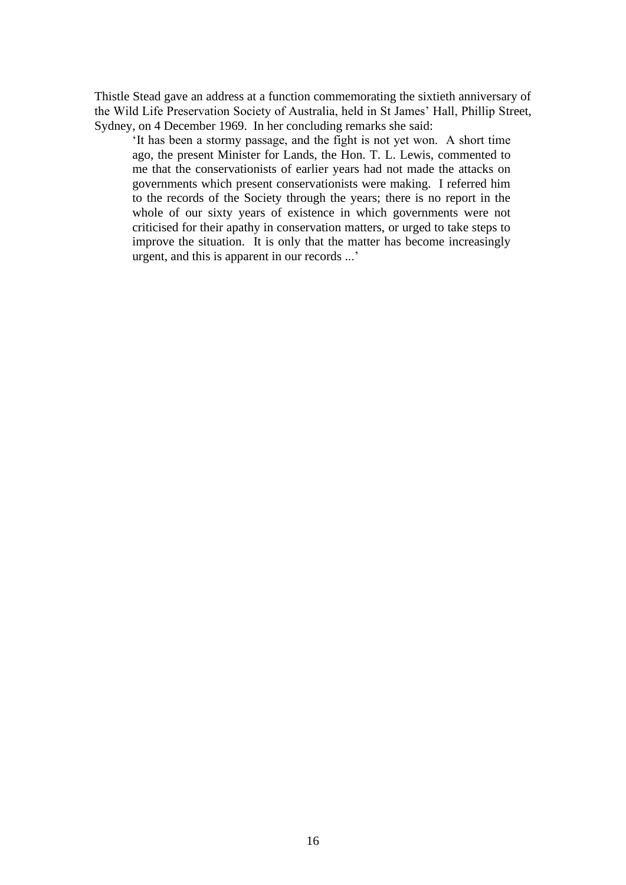Thistle Stead gave an address at a function commemorating the sixtieth anniversary of the Wild Life Preservation Society of Australia, held in St James' Hall, Phillip Street, Sydney, on 4 December 1969. In her concluding remarks she said:

> 'It has been a stormy passage, and the fight is not yet won. A short time ago, the present Minister for Lands, the Hon. T. L. Lewis, commented to me that the conservationists of earlier years had not made the attacks on governments which present conservationists were making. I referred him to the records of the Society through the years; there is no report in the whole of our sixty years of existence in which governments were not criticised for their apathy in conservation matters, or urged to take steps to improve the situation. It is only that the matter has become increasingly urgent, and this is apparent in our records ...'